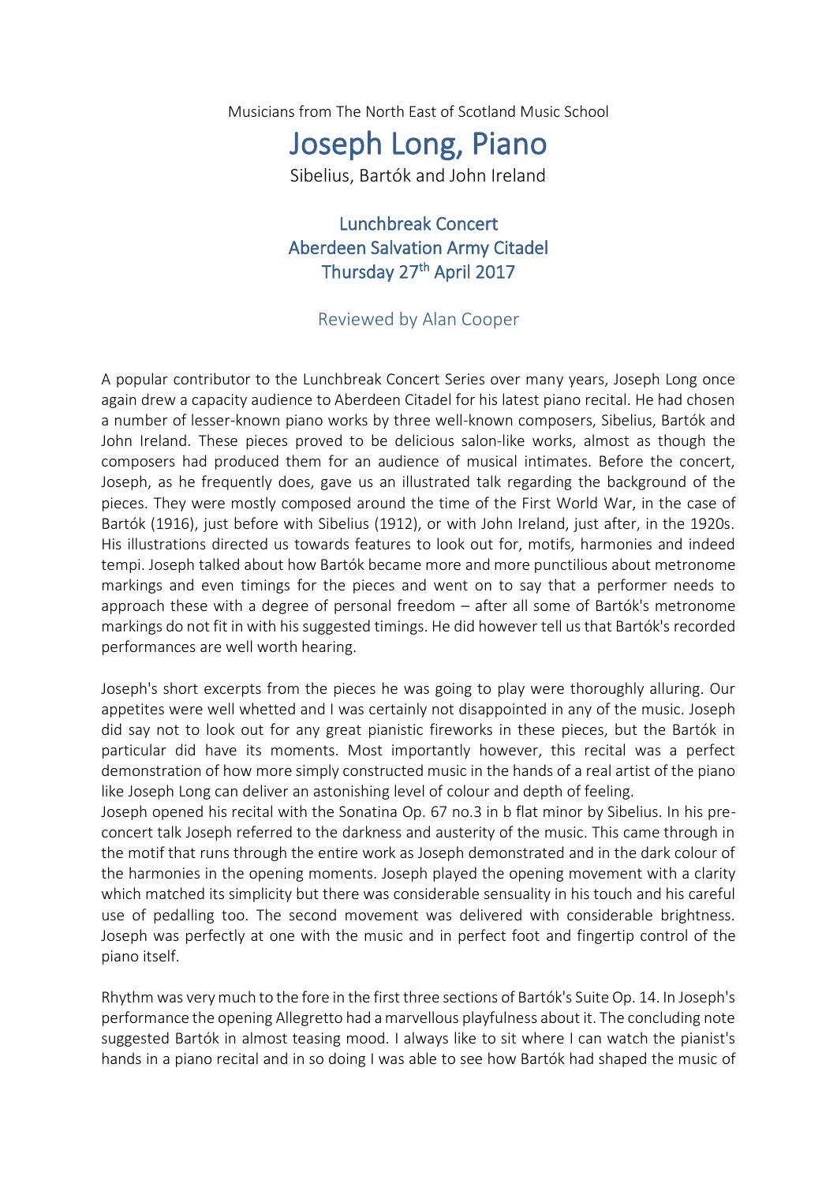Musicians from The North East of Scotland Music School

# Joseph Long, Piano

Sibelius, Bartók and John Ireland

## Lunchbreak Concert
## Aberdeen Salvation Army Citadel
## Thursday 27th April 2017

### Reviewed by Alan Cooper

A popular contributor to the Lunchbreak Concert Series over many years, Joseph Long once again drew a capacity audience to Aberdeen Citadel for his latest piano recital. He had chosen a number of lesser-known piano works by three well-known composers, Sibelius, Bartók and John Ireland. These pieces proved to be delicious salon-like works, almost as though the composers had produced them for an audience of musical intimates. Before the concert, Joseph, as he frequently does, gave us an illustrated talk regarding the background of the pieces. They were mostly composed around the time of the First World War, in the case of Bartók (1916), just before with Sibelius (1912), or with John Ireland, just after, in the 1920s. His illustrations directed us towards features to look out for, motifs, harmonies and indeed tempi. Joseph talked about how Bartók became more and more punctilious about metronome markings and even timings for the pieces and went on to say that a performer needs to approach these with a degree of personal freedom – after all some of Bartók's metronome markings do not fit in with his suggested timings. He did however tell us that Bartók's recorded performances are well worth hearing.

Joseph's short excerpts from the pieces he was going to play were thoroughly alluring. Our appetites were well whetted and I was certainly not disappointed in any of the music. Joseph did say not to look out for any great pianistic fireworks in these pieces, but the Bartók in particular did have its moments. Most importantly however, this recital was a perfect demonstration of how more simply constructed music in the hands of a real artist of the piano like Joseph Long can deliver an astonishing level of colour and depth of feeling.

Joseph opened his recital with the Sonatina Op. 67 no.3 in b flat minor by Sibelius. In his pre-concert talk Joseph referred to the darkness and austerity of the music. This came through in the motif that runs through the entire work as Joseph demonstrated and in the dark colour of the harmonies in the opening moments. Joseph played the opening movement with a clarity which matched its simplicity but there was considerable sensuality in his touch and his careful use of pedalling too. The second movement was delivered with considerable brightness. Joseph was perfectly at one with the music and in perfect foot and fingertip control of the piano itself.

Rhythm was very much to the fore in the first three sections of Bartók's Suite Op. 14. In Joseph's performance the opening Allegretto had a marvellous playfulness about it. The concluding note suggested Bartók in almost teasing mood. I always like to sit where I can watch the pianist's hands in a piano recital and in so doing I was able to see how Bartók had shaped the music of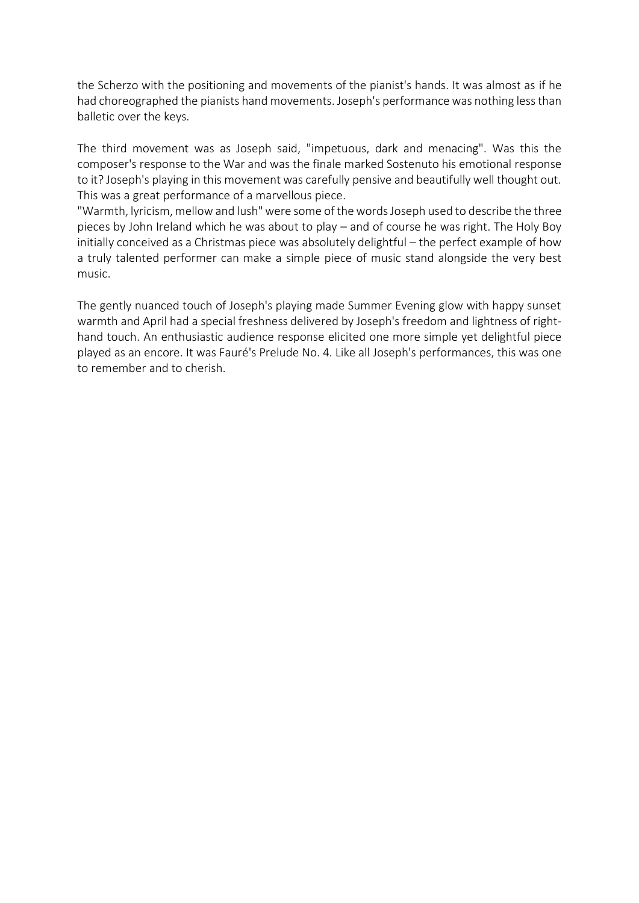the Scherzo with the positioning and movements of the pianist's hands. It was almost as if he had choreographed the pianists hand movements. Joseph's performance was nothing less than balletic over the keys.

The third movement was as Joseph said, "impetuous, dark and menacing". Was this the composer's response to the War and was the finale marked Sostenuto his emotional response to it? Joseph's playing in this movement was carefully pensive and beautifully well thought out. This was a great performance of a marvellous piece.
"Warmth, lyricism, mellow and lush" were some of the words Joseph used to describe the three pieces by John Ireland which he was about to play – and of course he was right. The Holy Boy initially conceived as a Christmas piece was absolutely delightful – the perfect example of how a truly talented performer can make a simple piece of music stand alongside the very best music.

The gently nuanced touch of Joseph's playing made Summer Evening glow with happy sunset warmth and April had a special freshness delivered by Joseph's freedom and lightness of right-hand touch. An enthusiastic audience response elicited one more simple yet delightful piece played as an encore. It was Fauré's Prelude No. 4. Like all Joseph's performances, this was one to remember and to cherish.